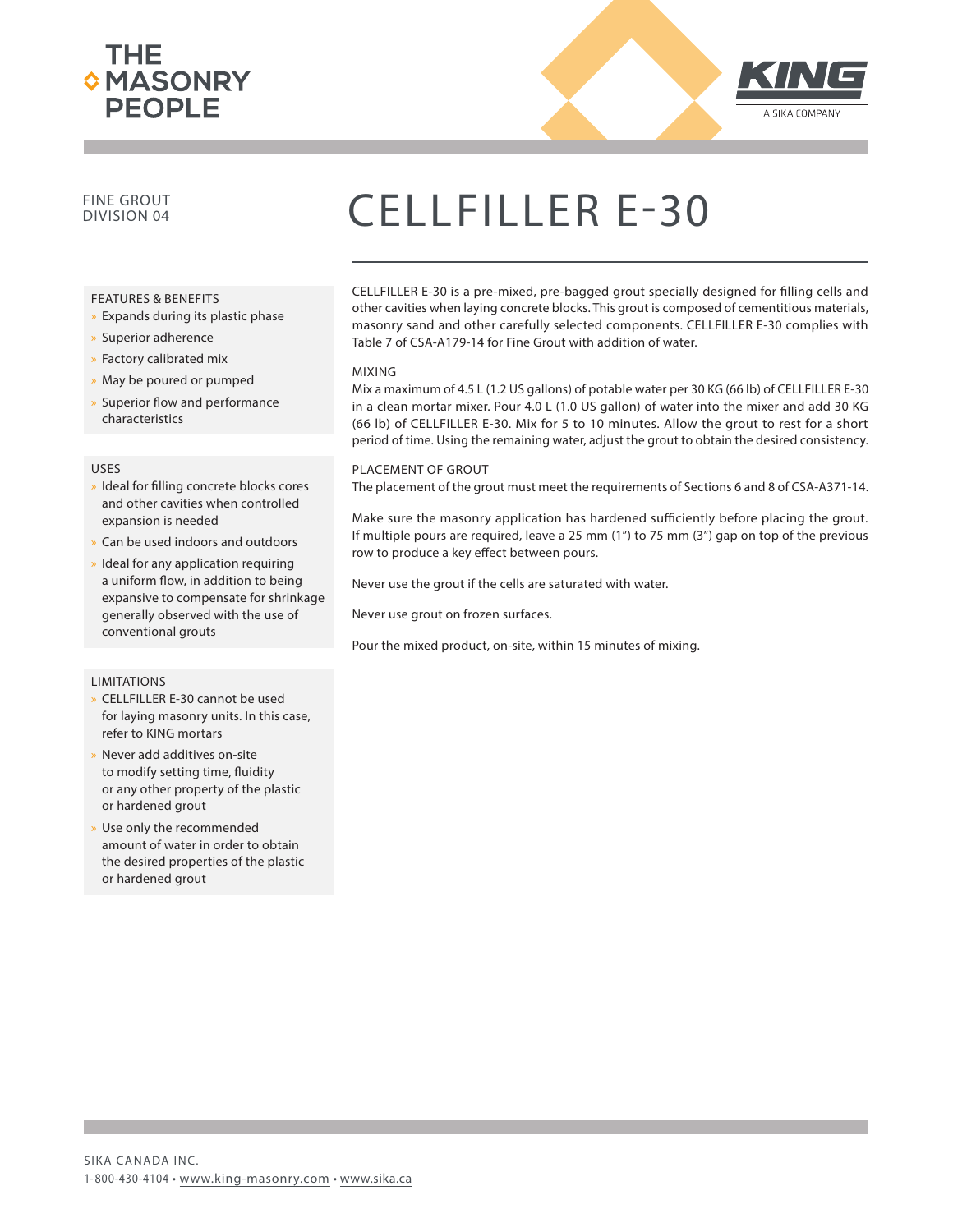THE MASONRY PEOPLE

KING
A SIKA COMPANY

FINE GROUT
DIVISION 04

# CELLFILLER E-30

CELLFILLER E-30 is a pre-mixed, pre-bagged grout specially designed for filling cells and other cavities when laying concrete blocks. This grout is composed of cementitious materials, masonry sand and other carefully selected components. CELLFILLER E-30 complies with Table 7 of CSA-A179-14 for Fine Grout with addition of water.

## FEATURES & BENEFITS

- Expands during its plastic phase
- Superior adherence
- Factory calibrated mix
- May be poured or pumped
- Superior flow and performance characteristics

## USES

- Ideal for filling concrete blocks cores and other cavities when controlled expansion is needed
- Can be used indoors and outdoors
- Ideal for any application requiring a uniform flow, in addition to being expansive to compensate for shrinkage generally observed with the use of conventional grouts

## LIMITATIONS

- CELLFILLER E-30 cannot be used for laying masonry units. In this case, refer to KING mortars
- Never add additives on-site to modify setting time, fluidity or any other property of the plastic or hardened grout
- Use only the recommended amount of water in order to obtain the desired properties of the plastic or hardened grout

## MIXING

Mix a maximum of 4.5 L (1.2 US gallons) of potable water per 30 KG (66 lb) of CELLFILLER E-30 in a clean mortar mixer. Pour 4.0 L (1.0 US gallon) of water into the mixer and add 30 KG (66 lb) of CELLFILLER E-30. Mix for 5 to 10 minutes. Allow the grout to rest for a short period of time. Using the remaining water, adjust the grout to obtain the desired consistency.

## PLACEMENT OF GROUT

The placement of the grout must meet the requirements of Sections 6 and 8 of CSA-A371-14.

Make sure the masonry application has hardened sufficiently before placing the grout. If multiple pours are required, leave a 25 mm (1") to 75 mm (3") gap on top of the previous row to produce a key effect between pours.

Never use the grout if the cells are saturated with water.

Never use grout on frozen surfaces.

Pour the mixed product, on-site, within 15 minutes of mixing.

SIKA CANADA INC.
1-800-430-4104 • www.king-masonry.com • www.sika.ca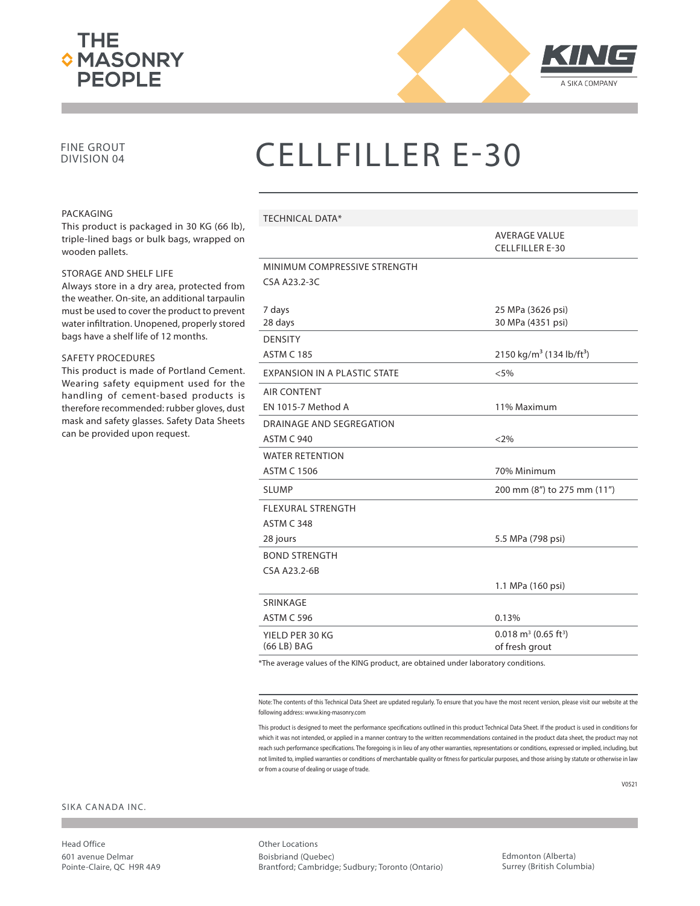THE MASONRY PEOPLE

KING
A SIKA COMPANY

FINE GROUT
DIVISION 04

# CELLFILLER E-30

### PACKAGING

This product is packaged in 30 KG (66 lb), triple-lined bags or bulk bags, wrapped on wooden pallets.

### STORAGE AND SHELF LIFE

Always store in a dry area, protected from the weather. On-site, an additional tarpaulin must be used to cover the product to prevent water infiltration. Unopened, properly stored bags have a shelf life of 12 months.

### SAFETY PROCEDURES

This product is made of Portland Cement. Wearing safety equipment used for the handling of cement-based products is therefore recommended: rubber gloves, dust mask and safety glasses. Safety Data Sheets can be provided upon request.

### TECHNICAL DATA*

| | AVERAGE VALUE CELLFILLER E-30 |
|---|---|
| MINIMUM COMPRESSIVE STRENGTH CSA A23.2-3C | |
| 7 days | 25 MPa (3626 psi) |
| 28 days | 30 MPa (4351 psi) |
| DENSITY ASTM C 185 | 2150 kg/m$^3$ (134 lb/ft$^3$) |
| EXPANSION IN A PLASTIC STATE | <5% |
| AIR CONTENT EN 1015-7 Method A | 11% Maximum |
| DRAINAGE AND SEGREGATION ASTM C 940 | <2% |
| WATER RETENTION ASTM C 1506 | 70% Minimum |
| SLUMP | 200 mm (8”) to 275 mm (11”) |
| FLEXURAL STRENGTH ASTM C 348 | |
| 28 jours | 5.5 MPa (798 psi) |
| BOND STRENGTH CSA A23.2-6B | 1.1 MPa (160 psi) |
| SRINKAGE ASTM C 596 | 0.13% |
| YIELD PER 30 KG (66 LB) BAG | 0.018 m$^3$ (0.65 ft$^3$) of fresh grout |

*The average values of the KING product, are obtained under laboratory conditions.

Note: The contents of this Technical Data Sheet are updated regularly. To ensure that you have the most recent version, please visit our website at the following address: www.king-masonry.com

This product is designed to meet the performance specifications outlined in this product Technical Data Sheet. If the product is used in conditions for which it was not intended, or applied in a manner contrary to the written recommendations contained in the product data sheet, the product may not reach such performance specifications. The foregoing is in lieu of any other warranties, representations or conditions, expressed or implied, including, but not limited to, implied warranties or conditions of merchantable quality or fitness for particular purposes, and those arising by statute or otherwise in law or from a course of dealing or usage of trade.

V0521

SIKA CANADA INC.

Head Office
601 avenue Delmar
Pointe-Claire, QC H9R 4A9

Other Locations
Boisbriand (Quebec)
Brantford; Cambridge; Sudbury; Toronto (Ontario)
Edmonton (Alberta)
Surrey (British Columbia)